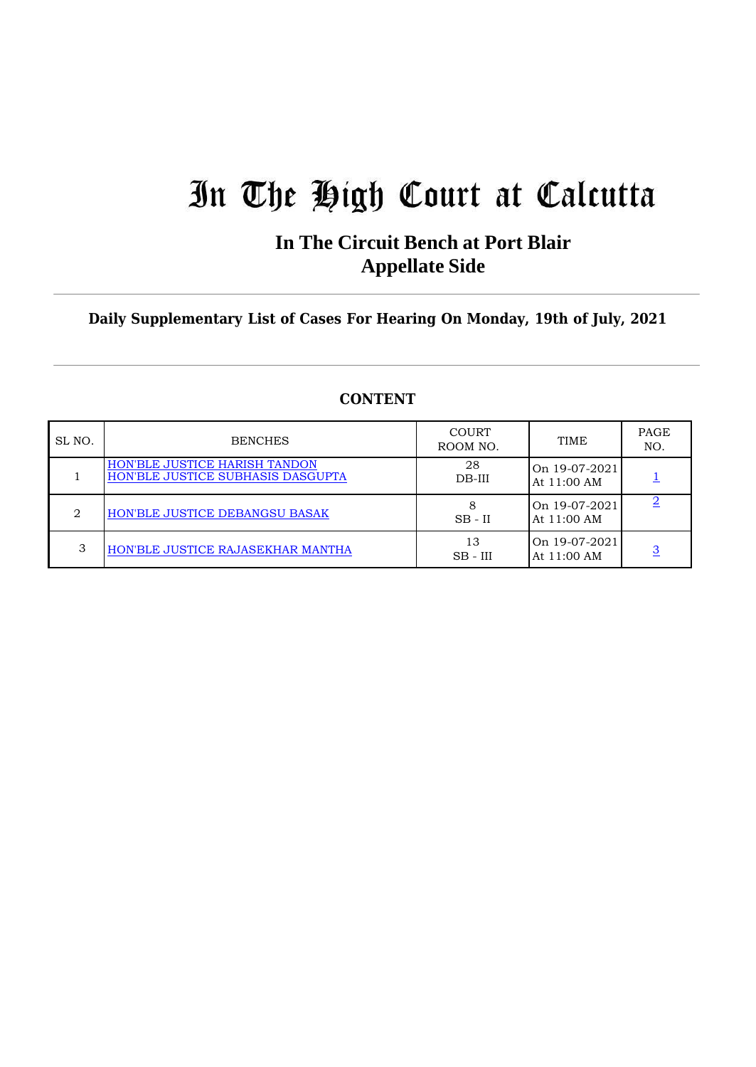# In The High Court at Calcutta

## In The Circuit Bench at Port Blair
## Appellate Side

### Daily Supplementary List of Cases For Hearing On Monday, 19th of July, 2021

## CONTENT

| SL NO. | BENCHES | COURT ROOM NO. | TIME | PAGE NO. |
|---|---|---|---|---|
| 1 | HON'BLE JUSTICE HARISH TANDON<br>HON'BLE JUSTICE SUBHASIS DASGUPTA | 28<br>DB-III | On 19-07-2021<br>At 11:00 AM | 1 |
| 2 | HON'BLE JUSTICE DEBANGSU BASAK | 8<br>SB - II | On 19-07-2021<br>At 11:00 AM | 2 |
| 3 | HON'BLE JUSTICE RAJASEKHAR MANTHA | 13<br>SB - III | On 19-07-2021<br>At 11:00 AM | 3 |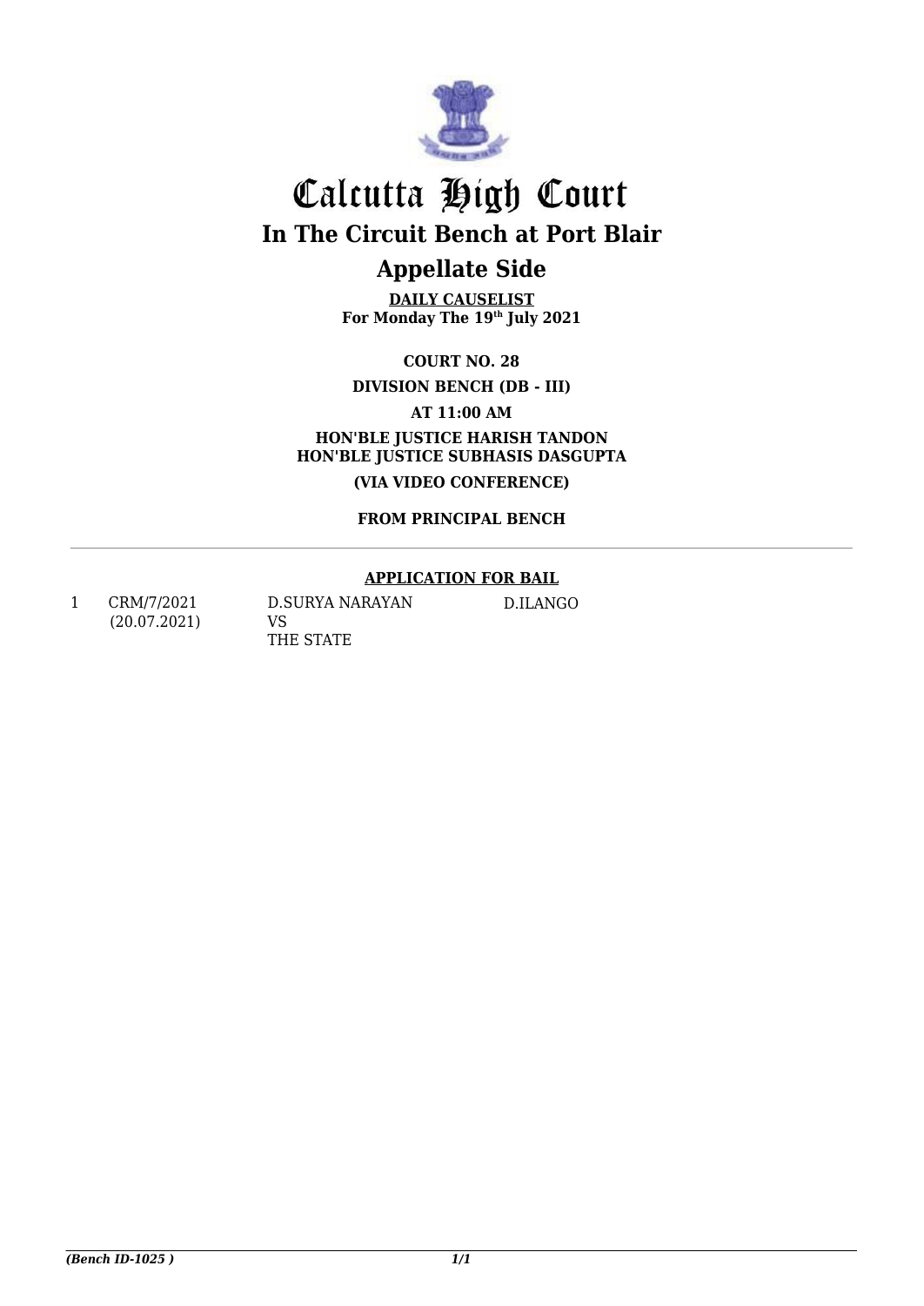# Calcutta High Court

## In The Circuit Bench at Port Blair

## Appellate Side

**DAILY CAUSELIST**
**For Monday The 19th July 2021**

**COURT NO. 28**

**DIVISION BENCH (DB - III)**

**AT 11:00 AM**

**HON'BLE JUSTICE HARISH TANDON**
**HON'BLE JUSTICE SUBHASIS DASGUPTA**

**(VIA VIDEO CONFERENCE)**

**FROM PRINCIPAL BENCH**

---

**APPLICATION FOR BAIL**

| | | | |
|---|---|---|---|
| 1 | CRM/7/2021 (20.07.2021) | D.SURYA NARAYAN VS THE STATE | D.ILANGO |

*(Bench ID-1025 )*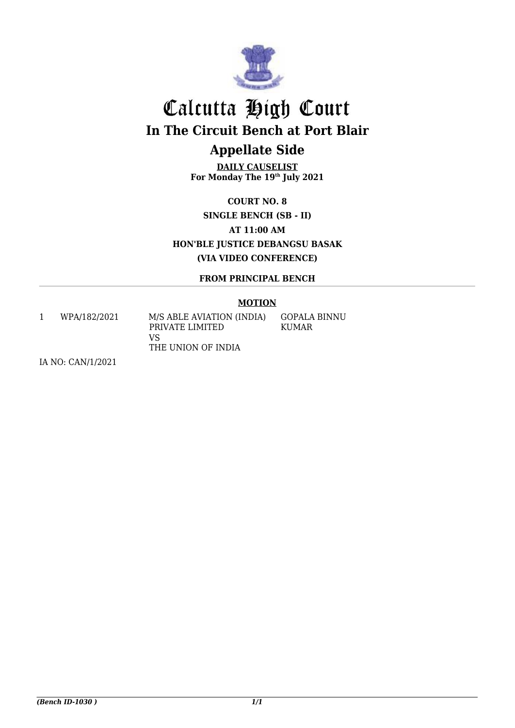# Calcutta High Court

## In The Circuit Bench at Port Blair

## Appellate Side

**DAILY CAUSELIST**
**For Monday The 19th July 2021**

**COURT NO. 8**
**SINGLE BENCH (SB - II)**
**AT 11:00 AM**
**HON'BLE JUSTICE DEBANGSU BASAK**
**(VIA VIDEO CONFERENCE)**

**FROM PRINCIPAL BENCH**

**MOTION**

| | | | |
|---|---|---|---|
| 1 | WPA/182/2021 | M/S ABLE AVIATION (INDIA) PRIVATE LIMITED VS THE UNION OF INDIA | GOPALA BINNU KUMAR |

IA NO: CAN/1/2021

*(Bench ID-1030 )*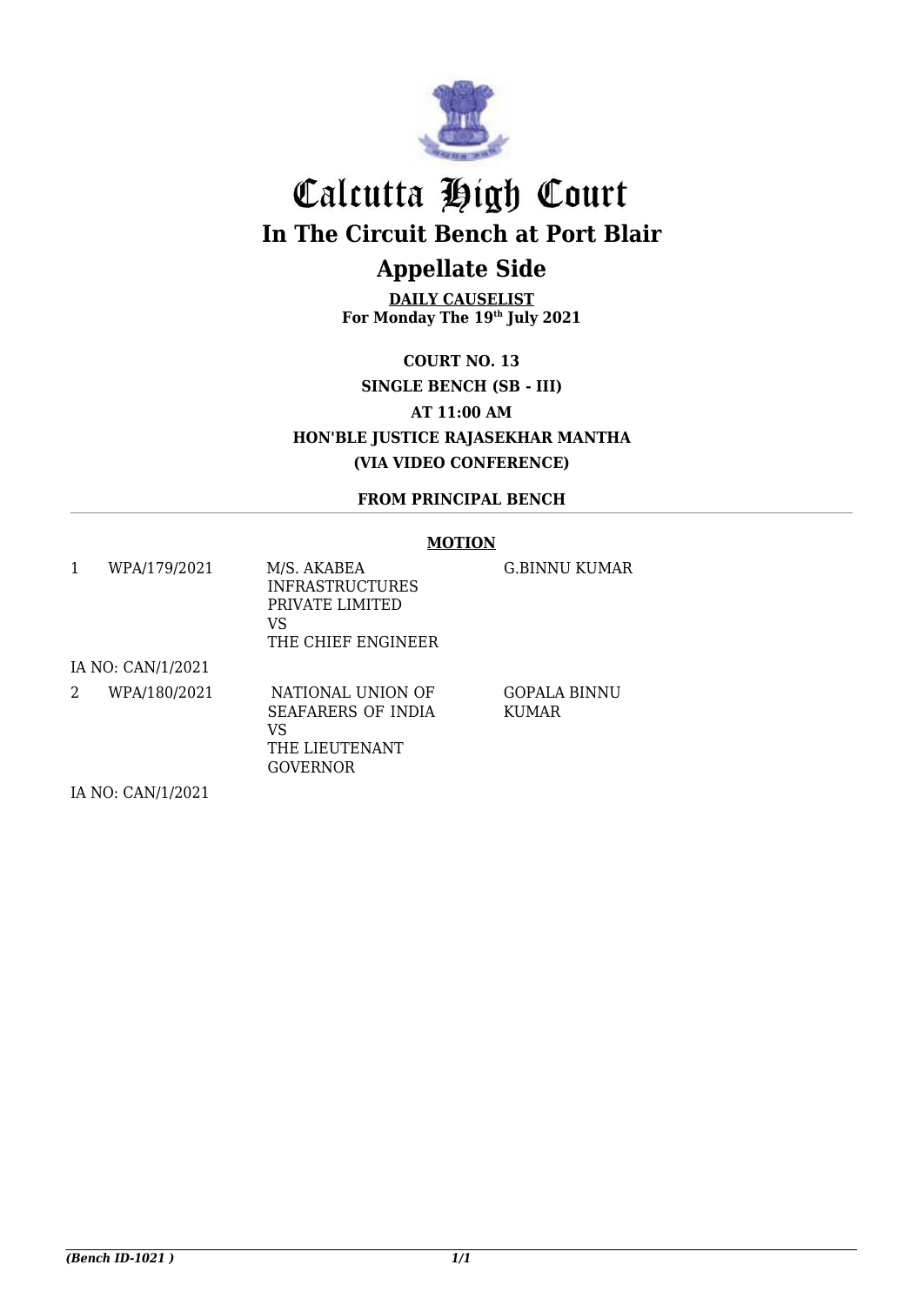# Calcutta High Court

## In The Circuit Bench at Port Blair

## Appellate Side

**DAILY CAUSELIST**
**For Monday The 19th July 2021**

**COURT NO. 13**

**SINGLE BENCH (SB - III)**

**AT 11:00 AM**

**HON'BLE JUSTICE RAJASEKHAR MANTHA**

**(VIA VIDEO CONFERENCE)**

**FROM PRINCIPAL BENCH**

**MOTION**

| | | | |
|---|---|---|---|
| 1 | WPA/179/2021 | M/S. AKABEA INFRASTRUCTURES PRIVATE LIMITED<br>VS<br>THE CHIEF ENGINEER | G.BINNU KUMAR |
| IA NO: CAN/1/2021 | | | |
| 2 | WPA/180/2021 | NATIONAL UNION OF SEAFARERS OF INDIA<br>VS<br>THE LIEUTENANT GOVERNOR | GOPALA BINNU KUMAR |
| IA NO: CAN/1/2021 | | | |

*(Bench ID-1021 )*